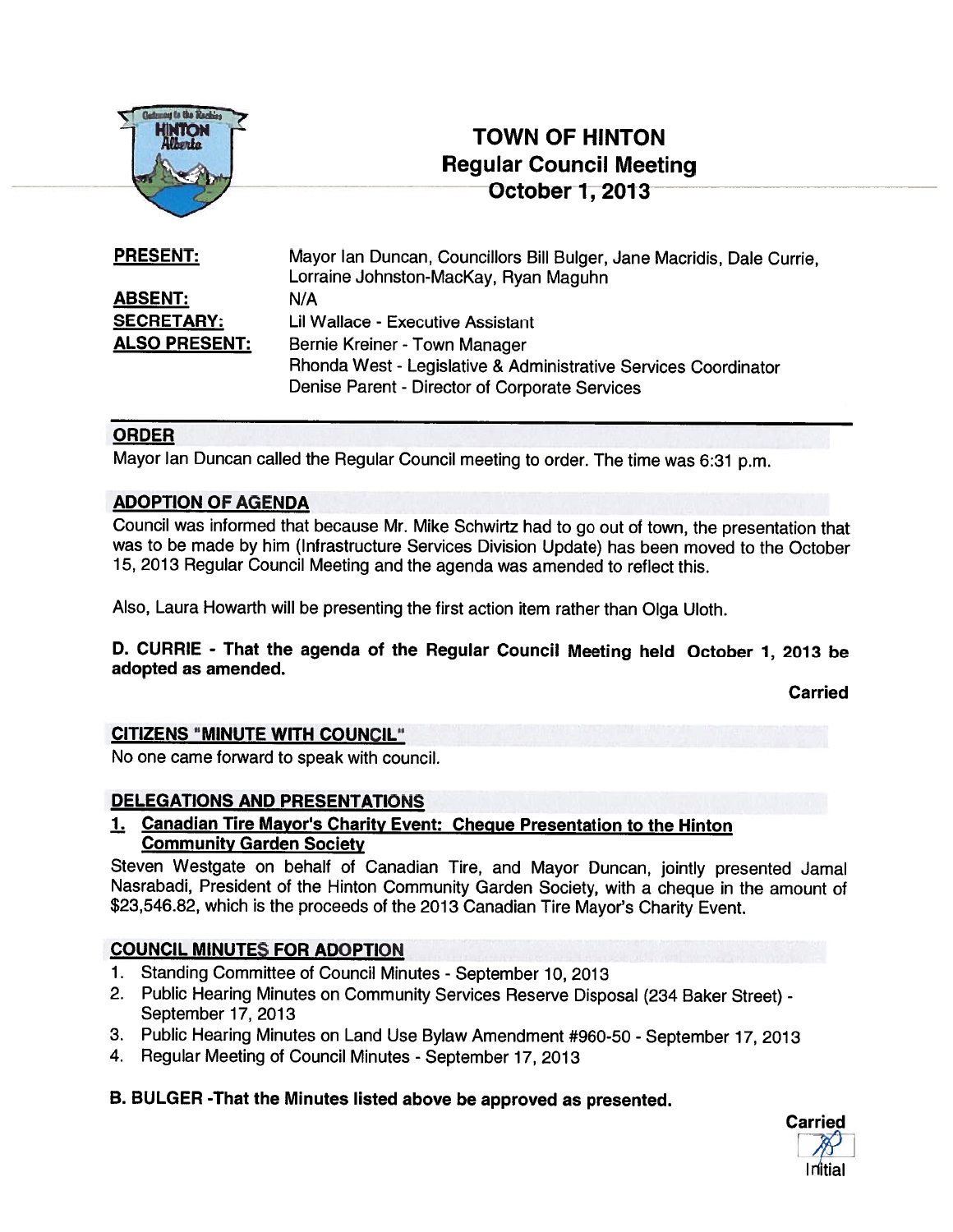# TOWN OF HINTON
## Regular Council Meeting
### October 1, 2013

| | |
|---|---|
| **PRESENT:** | Mayor Ian Duncan, Councillors Bill Bulger, Jane Macridis, Dale Currie, Lorraine Johnston-MacKay, Ryan Maguhn |
| **ABSENT:** | N/A |
| **SECRETARY:** | Lil Wallace - Executive Assistant |
| **ALSO PRESENT:** | Bernie Kreiner - Town Manager<br>Rhonda West - Legislative & Administrative Services Coordinator<br>Denise Parent - Director of Corporate Services |

## ORDER

Mayor Ian Duncan called the Regular Council meeting to order. The time was 6:31 p.m.

## ADOPTION OF AGENDA

Council was informed that because Mr. Mike Schwirtz had to go out of town, the presentation that was to be made by him (Infrastructure Services Division Update) has been moved to the October 15, 2013 Regular Council Meeting and the agenda was amended to reflect this.

Also, Laura Howarth will be presenting the first action item rather than Olga Uloth.

**D. CURRIE - That the agenda of the Regular Council Meeting held October 1, 2013 be adopted as amended.**

**Carried**

## CITIZENS "MINUTE WITH COUNCIL"

No one came forward to speak with council.

## DELEGATIONS AND PRESENTATIONS

### 1. Canadian Tire Mayor's Charity Event: Cheque Presentation to the Hinton Community Garden Society

Steven Westgate on behalf of Canadian Tire, and Mayor Duncan, jointly presented Jamal Nasrabadi, President of the Hinton Community Garden Society, with a cheque in the amount of $23,546.82, which is the proceeds of the 2013 Canadian Tire Mayor's Charity Event.

## COUNCIL MINUTES FOR ADOPTION

1. Standing Committee of Council Minutes - September 10, 2013
2. Public Hearing Minutes on Community Services Reserve Disposal (234 Baker Street) - September 17, 2013
3. Public Hearing Minutes on Land Use Bylaw Amendment #960-50 - September 17, 2013
4. Regular Meeting of Council Minutes - September 17, 2013

**B. BULGER -That the Minutes listed above be approved as presented.**

**Carried**

Initial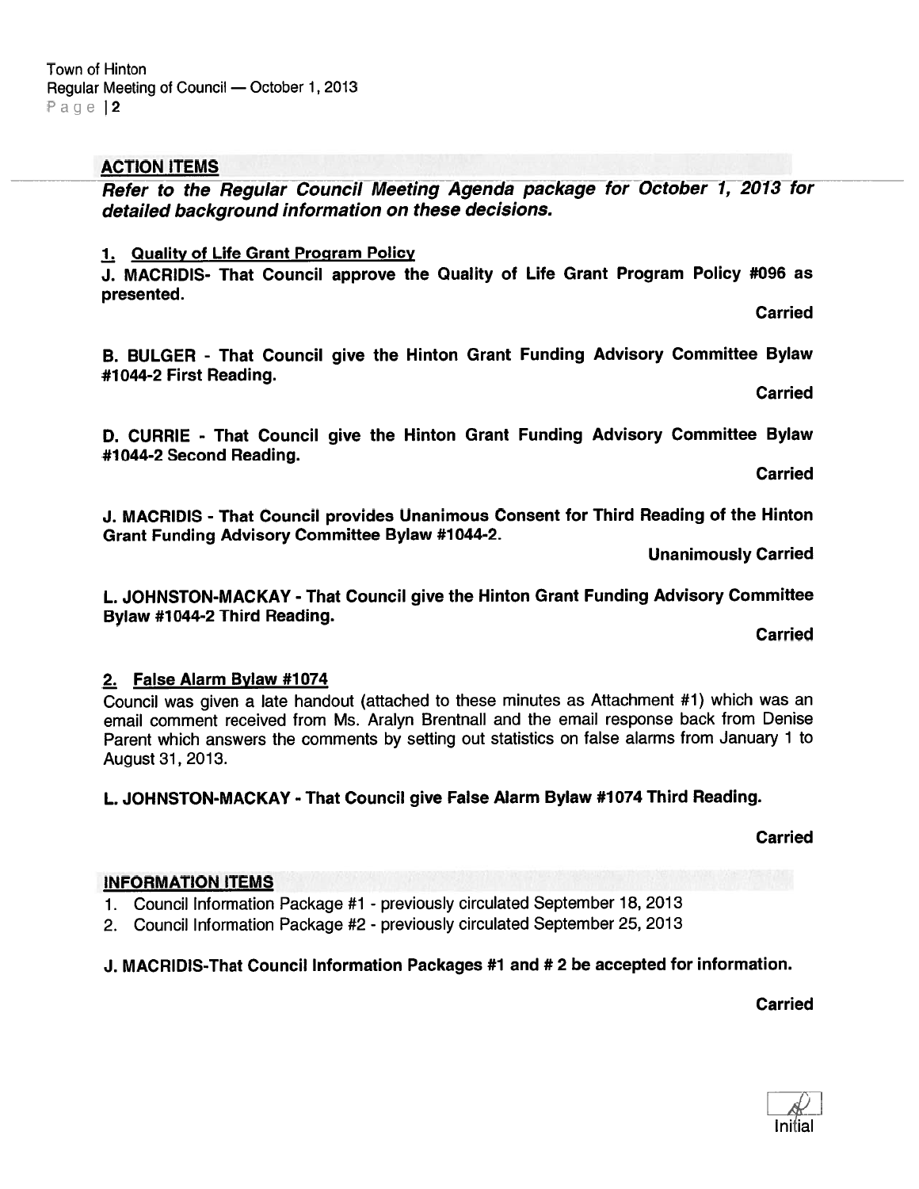## ACTION ITEMS

***Refer to the Regular Council Meeting Agenda package for October 1, 2013 for detailed background information on these decisions.***

### 1. Quality of Life Grant Program Policy

**J. MACRIDIS- That Council approve the Quality of Life Grant Program Policy #096 as presented.**

**Carried**

**B. BULGER - That Council give the Hinton Grant Funding Advisory Committee Bylaw #1044-2 First Reading.**

**Carried**

**D. CURRIE - That Council give the Hinton Grant Funding Advisory Committee Bylaw #1044-2 Second Reading.**

**Carried**

**J. MACRIDIS - That Council provides Unanimous Consent for Third Reading of the Hinton Grant Funding Advisory Committee Bylaw #1044-2.**

**Unanimously Carried**

**L. JOHNSTON-MACKAY - That Council give the Hinton Grant Funding Advisory Committee Bylaw #1044-2 Third Reading.**

**Carried**

### 2. False Alarm Bylaw #1074

Council was given a late handout (attached to these minutes as Attachment #1) which was an email comment received from Ms. Aralyn Brentnall and the email response back from Denise Parent which answers the comments by setting out statistics on false alarms from January 1 to August 31, 2013.

**L. JOHNSTON-MACKAY - That Council give False Alarm Bylaw #1074 Third Reading.**

**Carried**

## INFORMATION ITEMS

1. Council Information Package #1 - previously circulated September 18, 2013
2. Council Information Package #2 - previously circulated September 25, 2013

**J. MACRIDIS-That Council Information Packages #1 and # 2 be accepted for information.**

**Carried**

Initial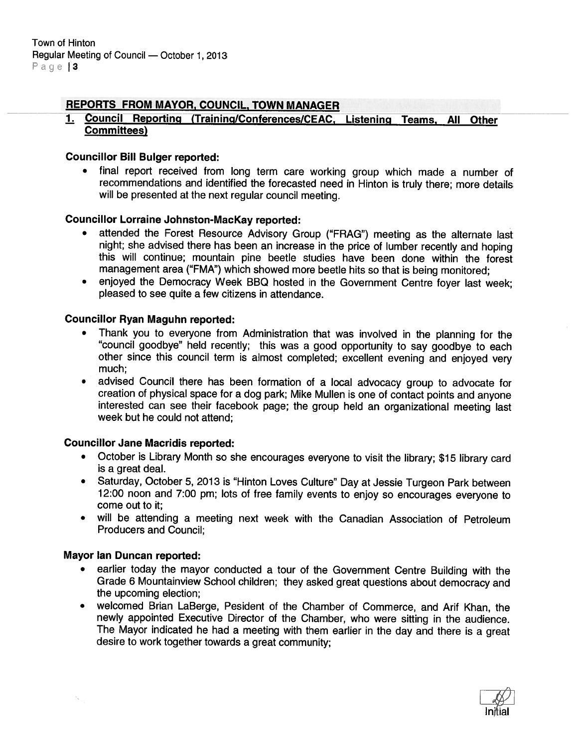## REPORTS FROM MAYOR, COUNCIL, TOWN MANAGER

### 1. Council Reporting (Training/Conferences/CEAC, Listening Teams, All Other Committees)

**Councillor Bill Bulger reported:**

- final report received from long term care working group which made a number of recommendations and identified the forecasted need in Hinton is truly there; more details will be presented at the next regular council meeting.

**Councillor Lorraine Johnston-MacKay reported:**

- attended the Forest Resource Advisory Group ("FRAG") meeting as the alternate last night; she advised there has been an increase in the price of lumber recently and hoping this will continue; mountain pine beetle studies have been done within the forest management area ("FMA") which showed more beetle hits so that is being monitored;
- enjoyed the Democracy Week BBQ hosted in the Government Centre foyer last week; pleased to see quite a few citizens in attendance.

**Councillor Ryan Maguhn reported:**

- Thank you to everyone from Administration that was involved in the planning for the "council goodbye" held recently; this was a good opportunity to say goodbye to each other since this council term is almost completed; excellent evening and enjoyed very much;
- advised Council there has been formation of a local advocacy group to advocate for creation of physical space for a dog park; Mike Mullen is one of contact points and anyone interested can see their facebook page; the group held an organizational meeting last week but he could not attend;

**Councillor Jane Macridis reported:**

- October is Library Month so she encourages everyone to visit the library; $15 library card is a great deal.
- Saturday, October 5, 2013 is "Hinton Loves Culture" Day at Jessie Turgeon Park between 12:00 noon and 7:00 pm; lots of free family events to enjoy so encourages everyone to come out to it;
- will be attending a meeting next week with the Canadian Association of Petroleum Producers and Council;

**Mayor Ian Duncan reported:**

- earlier today the mayor conducted a tour of the Government Centre Building with the Grade 6 Mountainview School children; they asked great questions about democracy and the upcoming election;
- welcomed Brian LaBerge, Pesident of the Chamber of Commerce, and Arif Khan, the newly appointed Executive Director of the Chamber, who were sitting in the audience. The Mayor indicated he had a meeting with them earlier in the day and there is a great desire to work together towards a great community;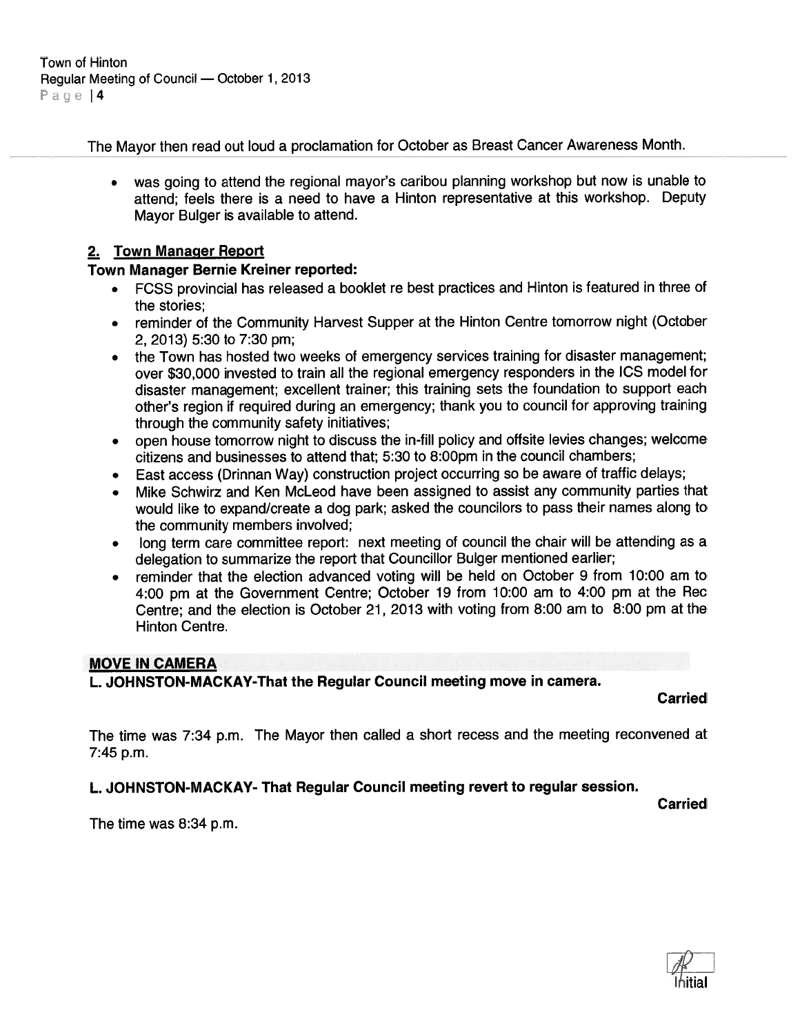The Mayor then read out loud a proclamation for October as Breast Cancer Awareness Month.

- was going to attend the regional mayor's caribou planning workshop but now is unable to attend; feels there is a need to have a Hinton representative at this workshop. Deputy Mayor Bulger is available to attend.

## 2. Town Manager Report

**Town Manager Bernie Kreiner reported:**

- FCSS provincial has released a booklet re best practices and Hinton is featured in three of the stories;
- reminder of the Community Harvest Supper at the Hinton Centre tomorrow night (October 2, 2013) 5:30 to 7:30 pm;
- the Town has hosted two weeks of emergency services training for disaster management; over $30,000 invested to train all the regional emergency responders in the ICS model for disaster management; excellent trainer; this training sets the foundation to support each other's region if required during an emergency; thank you to council for approving training through the community safety initiatives;
- open house tomorrow night to discuss the in-fill policy and offsite levies changes; welcome citizens and businesses to attend that; 5:30 to 8:00pm in the council chambers;
- East access (Drinnan Way) construction project occurring so be aware of traffic delays;
- Mike Schwirz and Ken McLeod have been assigned to assist any community parties that would like to expand/create a dog park; asked the councilors to pass their names along to the community members involved;
- long term care committee report: next meeting of council the chair will be attending as a delegation to summarize the report that Councillor Bulger mentioned earlier;
- reminder that the election advanced voting will be held on October 9 from 10:00 am to 4:00 pm at the Government Centre; October 19 from 10:00 am to 4:00 pm at the Rec Centre; and the election is October 21, 2013 with voting from 8:00 am to 8:00 pm at the Hinton Centre.

## MOVE IN CAMERA

**L. JOHNSTON-MACKAY-That the Regular Council meeting move in camera.**

**Carried**

The time was 7:34 p.m. The Mayor then called a short recess and the meeting reconvened at 7:45 p.m.

**L. JOHNSTON-MACKAY- That Regular Council meeting revert to regular session.**

**Carried**

The time was 8:34 p.m.

Initial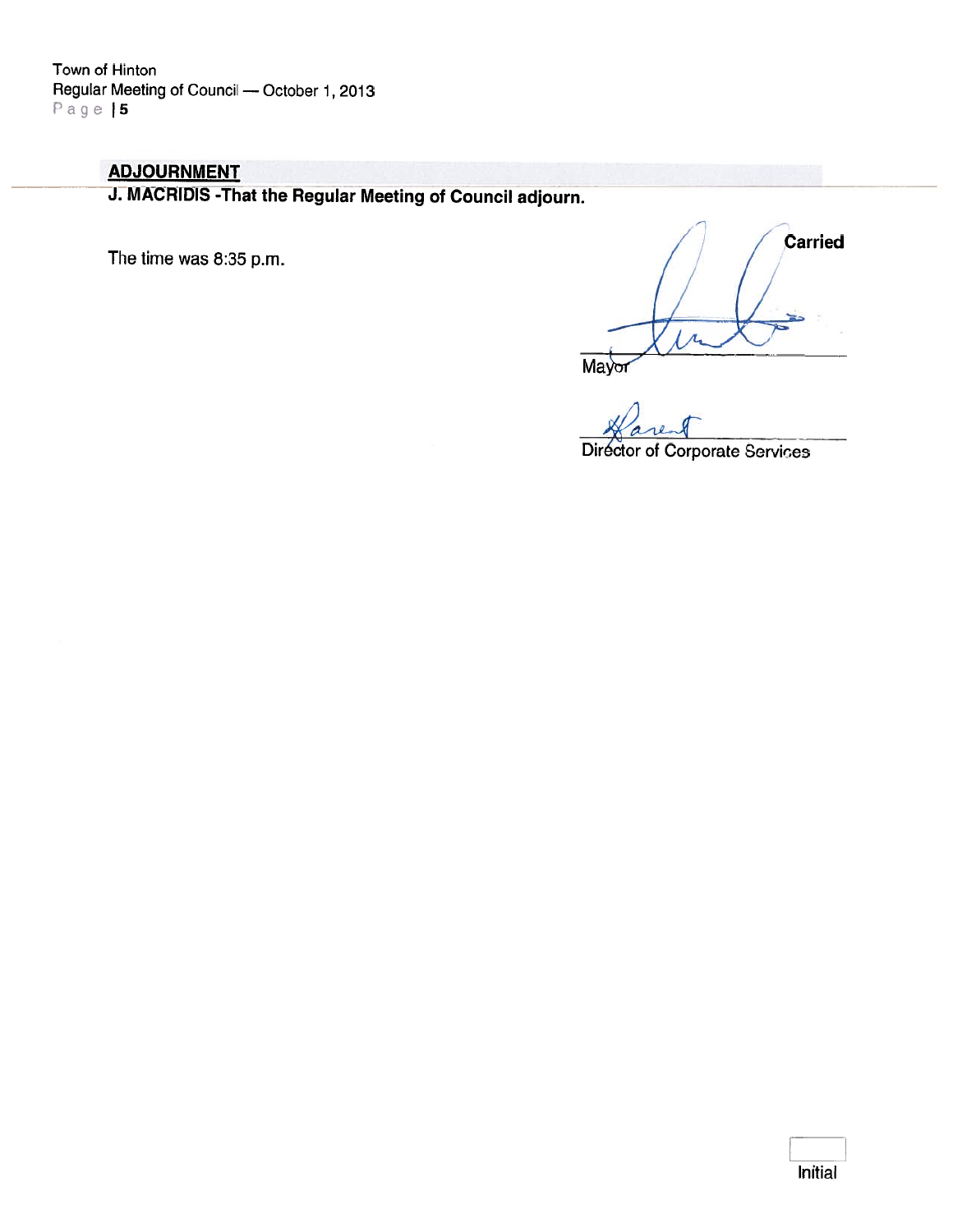## ADJOURNMENT

**J. MACRIDIS -That the Regular Meeting of Council adjourn.**

**Carried**

The time was 8:35 p.m.

Mayor

Director of Corporate Services

Initial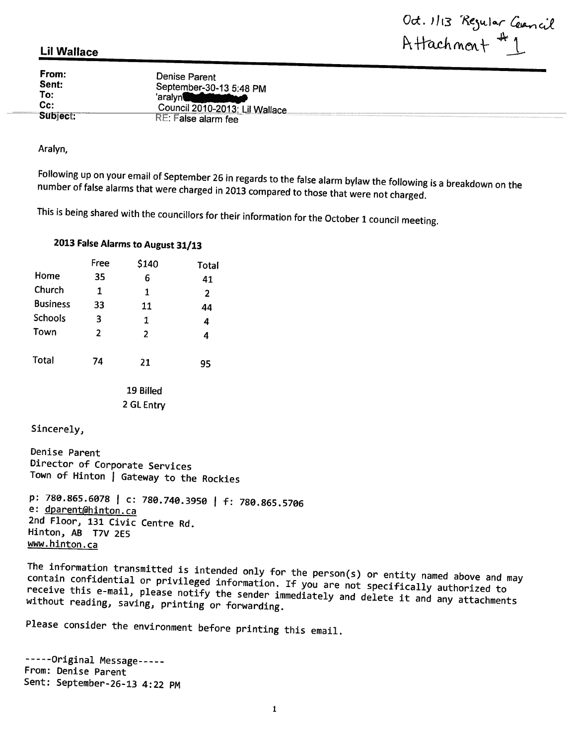Oct. 1/13 Regular Council
Attachment #1

**Lil Wallace**

| | |
|---|---|
| **From:** | Denise Parent |
| **Sent:** | September-30-13 5:48 PM |
| **To:** | 'aralyn |
| **Cc:** | Council 2010-2013; Lil Wallace |
| **Subject:** | RE: False alarm fee |

Aralyn,

Following up on your email of September 26 in regards to the false alarm bylaw the following is a breakdown on the number of false alarms that were charged in 2013 compared to those that were not charged.

This is being shared with the councillors for their information for the October 1 council meeting.

**2013 False Alarms to August 31/13**

| | Free | $140 | Total |
|---|---|---|---|
| Home | 35 | 6 | 41 |
| Church | 1 | 1 | 2 |
| Business | 33 | 11 | 44 |
| Schools | 3 | 1 | 4 |
| Town | 2 | 2 | 4 |
| Total | 74 | 21 | 95 |

19 Billed
2 GL Entry

Sincerely,

Denise Parent
Director of Corporate Services
Town of Hinton | Gateway to the Rockies

p: 780.865.6078 | c: 780.740.3950 | f: 780.865.5706
e: dparent@hinton.ca
2nd Floor, 131 Civic Centre Rd.
Hinton, AB T7V 2E5
www.hinton.ca

The information transmitted is intended only for the person(s) or entity named above and may contain confidential or privileged information. If you are not specifically authorized to receive this e-mail, please notify the sender immediately and delete it and any attachments without reading, saving, printing or forwarding.

Please consider the environment before printing this email.

-----Original Message-----
From: Denise Parent
Sent: September-26-13 4:22 PM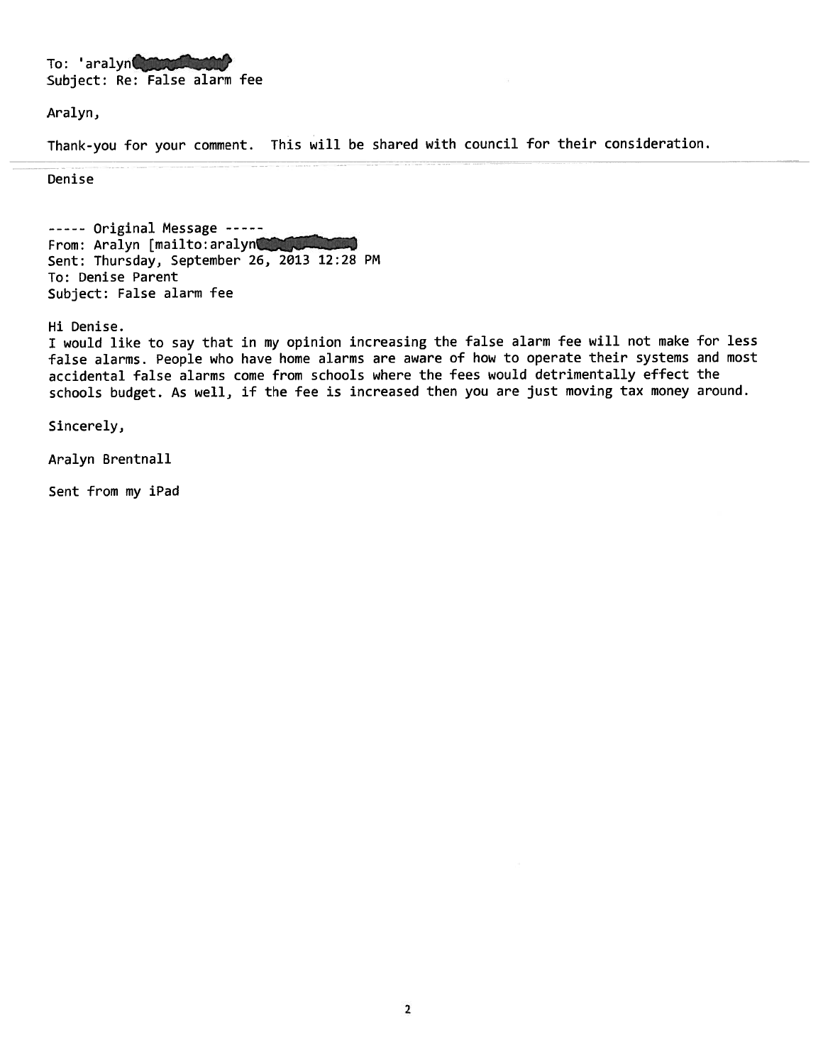To: 'aralyn
Subject: Re: False alarm fee

Aralyn,

Thank-you for your comment. This will be shared with council for their consideration.

Denise

----- Original Message -----
From: Aralyn [mailto:aralyn
Sent: Thursday, September 26, 2013 12:28 PM
To: Denise Parent
Subject: False alarm fee

Hi Denise.
I would like to say that in my opinion increasing the false alarm fee will not make for less false alarms. People who have home alarms are aware of how to operate their systems and most accidental false alarms come from schools where the fees would detrimentally effect the schools budget. As well, if the fee is increased then you are just moving tax money around.

Sincerely,

Aralyn Brentnall

Sent from my iPad